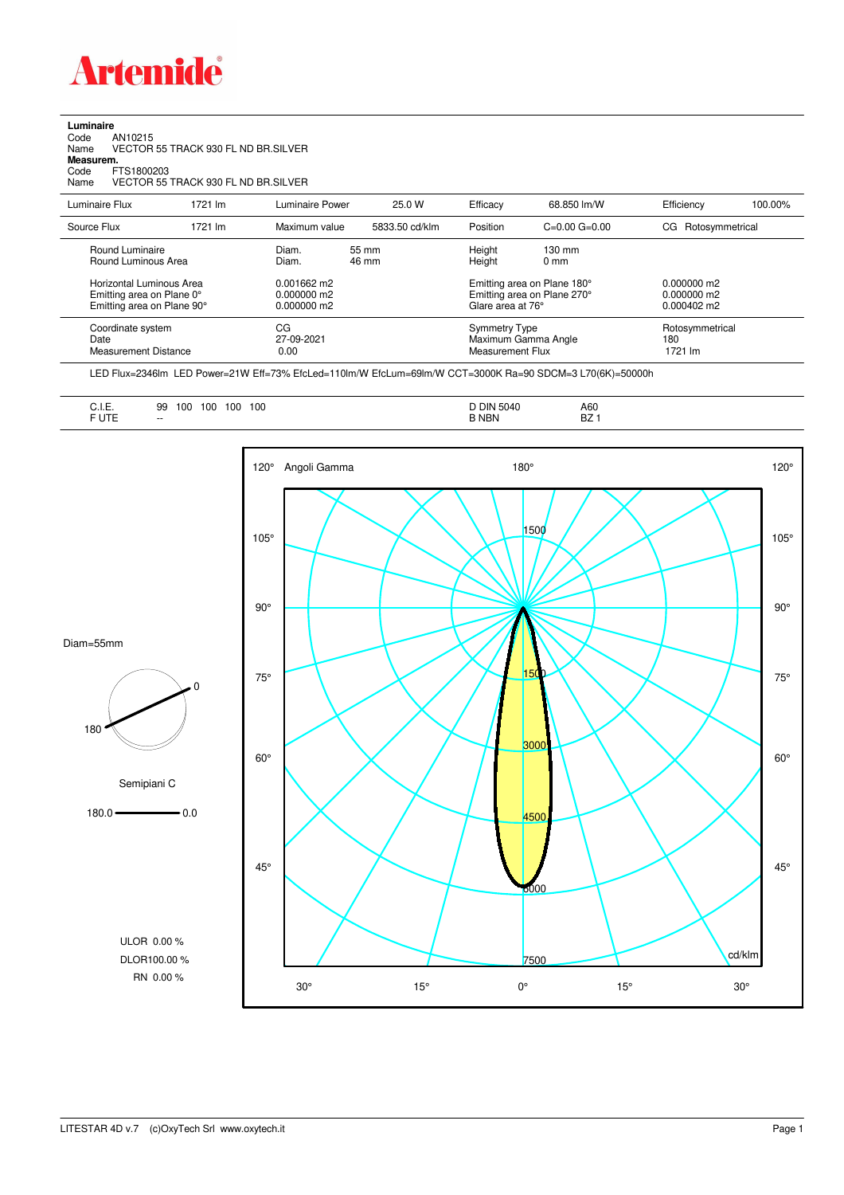# Artemide

**Luminaire**
Code AN10215
Name VECTOR 55 TRACK 930 FL ND BR.SILVER
**Measurem.**
Code FTS1800203
Name VECTOR 55 TRACK 930 FL ND BR.SILVER

| Luminaire Flux | 1721 lm | Luminaire Power | 25.0 W | Efficacy | 68.850 lm/W | Efficiency | 100.00% |
|---|---|---|---|---|---|---|---|
| Source Flux | 1721 lm | Maximum value | 5833.50 cd/klm | Position | C=0.00 G=0.00 | CG | Rotosymmetrical |

| | | | | |
|---|---|---|---|---|
| Round Luminaire | Diam. 55 mm | Height | 130 mm | |
| Round Luminous Area | Diam. 46 mm | Height | 0 mm | |
| Horizontal Luminous Area | 0.001662 m2 | Emitting area on Plane 180° | | 0.000000 m2 |
| Emitting area on Plane 0° | 0.000000 m2 | Emitting area on Plane 270° | | 0.000000 m2 |
| Emitting area on Plane 90° | 0.000000 m2 | Glare area at 76° | | 0.000402 m2 |

| | | | |
|---|---|---|---|
| Coordinate system | CG | Symmetry Type | Rotosymmetrical |
| Date | 27-09-2021 | Maximum Gamma Angle | 180 |
| Measurement Distance | 0.00 | Measurement Flux | 1721 lm |

LED Flux=2346lm LED Power=21W Eff=73% EfcLed=110lm/W EfcLum=69lm/W CCT=3000K Ra=90 SDCM=3 L70(6K)=50000h

| | | | |
|---|---|---|---|
| C.I.E. | 99 100 100 100 100 | D DIN 5040 | A60 |
| F UTE | -- | B NBN | BZ 1 |

Diam=55mm

Semipiani C

180.0 — 0.0

ULOR 0.00 %
DLOR100.00 %
RN 0.00 %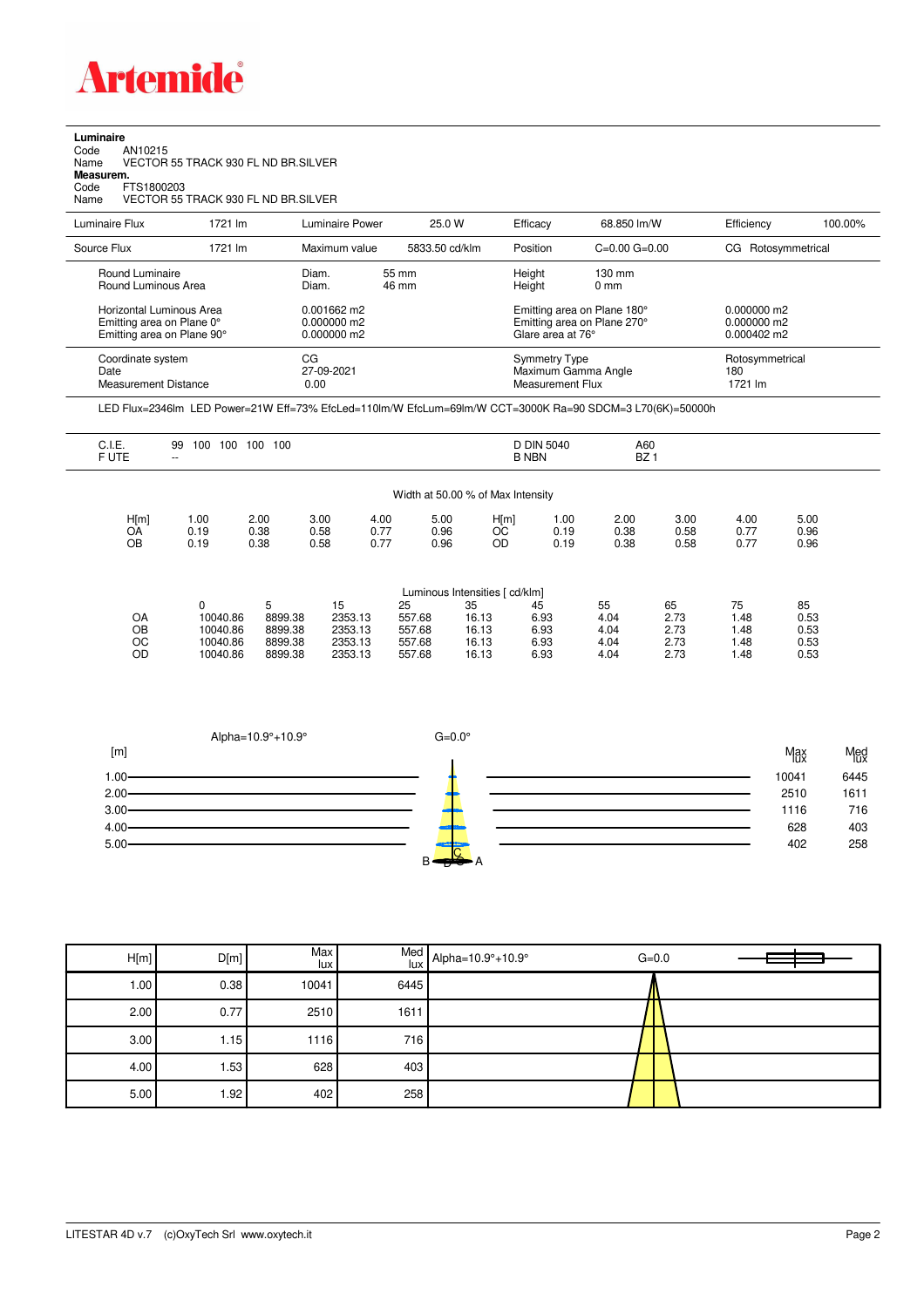Artemide

**Luminaire**
Code AN10215
Name VECTOR 55 TRACK 930 FL ND BR.SILVER
**Measurem.**
Code FTS1800203
Name VECTOR 55 TRACK 930 FL ND BR.SILVER

| | | | | | | | |
|---|---|---|---|---|---|---|---|
| Luminaire Flux | 1721 lm | Luminaire Power | 25.0 W | Efficacy | 68.850 lm/W | Efficiency | 100.00% |
| Source Flux | 1721 lm | Maximum value | 5833.50 cd/klm | Position | C=0.00 G=0.00 | CG | Rotosymmetrical |

| | | | | | |
|---|---|---|---|---|---|
| Round Luminaire | Diam. | 55 mm | Height | 130 mm | |
| Round Luminous Area | Diam. | 46 mm | Height | 0 mm | |
| Horizontal Luminous Area | 0.001662 m2 | | Emitting area on Plane 180° | | 0.000000 m2 |
| Emitting area on Plane 0° | 0.000000 m2 | | Emitting area on Plane 270° | | 0.000000 m2 |
| Emitting area on Plane 90° | 0.000000 m2 | | Glare area at 76° | | 0.000402 m2 |

| | | | |
|---|---|---|---|
| Coordinate system | CG | Symmetry Type | Rotosymmetrical |
| Date | 27-09-2021 | Maximum Gamma Angle | 180 |
| Measurement Distance | 0.00 | Measurement Flux | 1721 lm |

LED Flux=2346lm LED Power=21W Eff=73% EfcLed=110lm/W EfcLum=69lm/W CCT=3000K Ra=90 SDCM=3 L70(6K)=50000h

| | | | |
|---|---|---|---|
| C.I.E. | 99 100 100 100 100 | D DIN 5040 | A60 |
| F UTE | -- | B NBN | BZ 1 |

Width at 50.00 % of Max Intensity

| H[m] | 1.00 | 2.00 | 3.00 | 4.00 | 5.00 | H[m] | 1.00 | 2.00 | 3.00 | 4.00 | 5.00 |
|---|---|---|---|---|---|---|---|---|---|---|---|
| OA | 0.19 | 0.38 | 0.58 | 0.77 | 0.96 | OC | 0.19 | 0.38 | 0.58 | 0.77 | 0.96 |
| OB | 0.19 | 0.38 | 0.58 | 0.77 | 0.96 | OD | 0.19 | 0.38 | 0.58 | 0.77 | 0.96 |

Luminous Intensities [ cd/klm]

| | 0 | 5 | 15 | 25 | 35 | 45 | 55 | 65 | 75 | 85 |
|---|---|---|---|---|---|---|---|---|---|---|
| OA | 10040.86 | 8899.38 | 2353.13 | 557.68 | 16.13 | 6.93 | 4.04 | 2.73 | 1.48 | 0.53 |
| OB | 10040.86 | 8899.38 | 2353.13 | 557.68 | 16.13 | 6.93 | 4.04 | 2.73 | 1.48 | 0.53 |
| OC | 10040.86 | 8899.38 | 2353.13 | 557.68 | 16.13 | 6.93 | 4.04 | 2.73 | 1.48 | 0.53 |
| OD | 10040.86 | 8899.38 | 2353.13 | 557.68 | 16.13 | 6.93 | 4.04 | 2.73 | 1.48 | 0.53 |

Alpha=10.9°+10.9°
G=0.0°
[m]
1.00
2.00
3.00
4.00
5.00
B D C A
Max lux: 10041, 2510, 1116, 628, 402
Med lux: 6445, 1611, 716, 403, 258

| H[m] | D[m] | Max lux | Med lux | Alpha=10.9°+10.9° G=0.0 |
|---|---|---|---|---|
| 1.00 | 0.38 | 10041 | 6445 | |
| 2.00 | 0.77 | 2510 | 1611 | |
| 3.00 | 1.15 | 1116 | 716 | |
| 4.00 | 1.53 | 628 | 403 | |
| 5.00 | 1.92 | 402 | 258 | |

LITESTAR 4D v.7 (c)OxyTech Srl www.oxytech.it